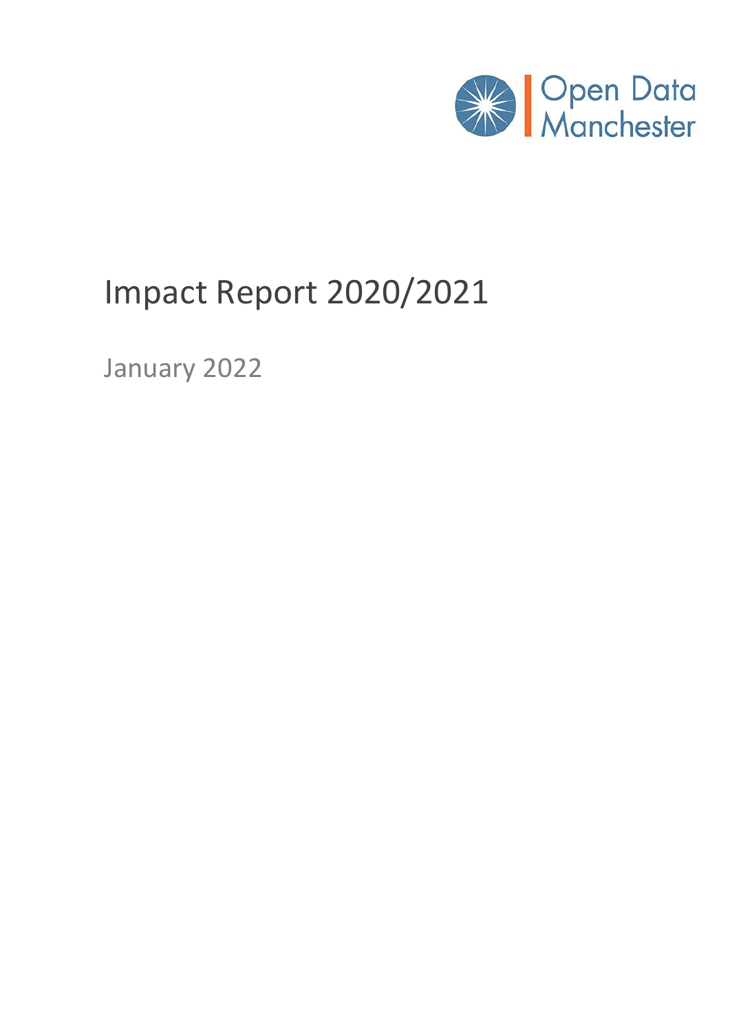Open Data Manchester

# Impact Report 2020/2021

January 2022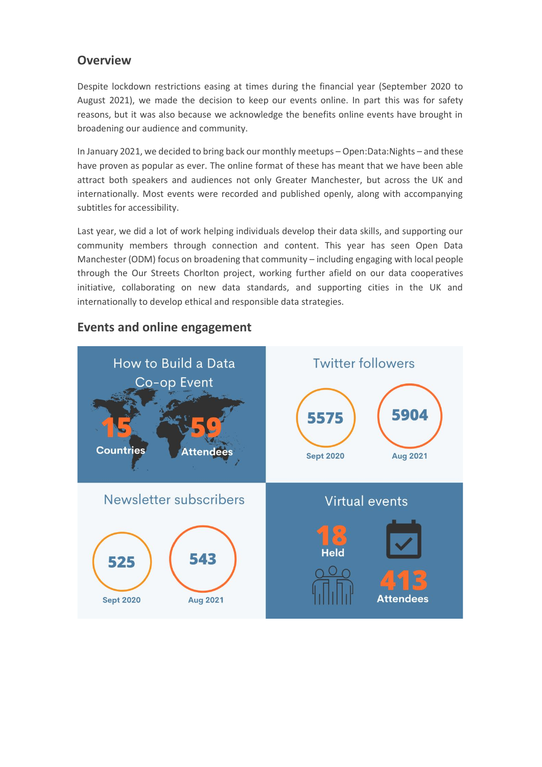## Overview

Despite lockdown restrictions easing at times during the financial year (September 2020 to August 2021), we made the decision to keep our events online. In part this was for safety reasons, but it was also because we acknowledge the benefits online events have brought in broadening our audience and community.

In January 2021, we decided to bring back our monthly meetups – Open:Data:Nights – and these have proven as popular as ever. The online format of these has meant that we have been able attract both speakers and audiences not only Greater Manchester, but across the UK and internationally. Most events were recorded and published openly, along with accompanying subtitles for accessibility.

Last year, we did a lot of work helping individuals develop their data skills, and supporting our community members through connection and content. This year has seen Open Data Manchester (ODM) focus on broadening that community – including engaging with local people through the Our Streets Chorlton project, working further afield on our data cooperatives initiative, collaborating on new data standards, and supporting cities in the UK and internationally to develop ethical and responsible data strategies.

## Events and online engagement

**How to Build a Data Co-op Event**

- 15 Countries
- 59 Attendees

**Twitter followers**

- 5575 — Sept 2020
- 5904 — Aug 2021

**Newsletter subscribers**

- 525 — Sept 2020
- 543 — Aug 2021

**Virtual events**

- 18 Held
- 413 Attendees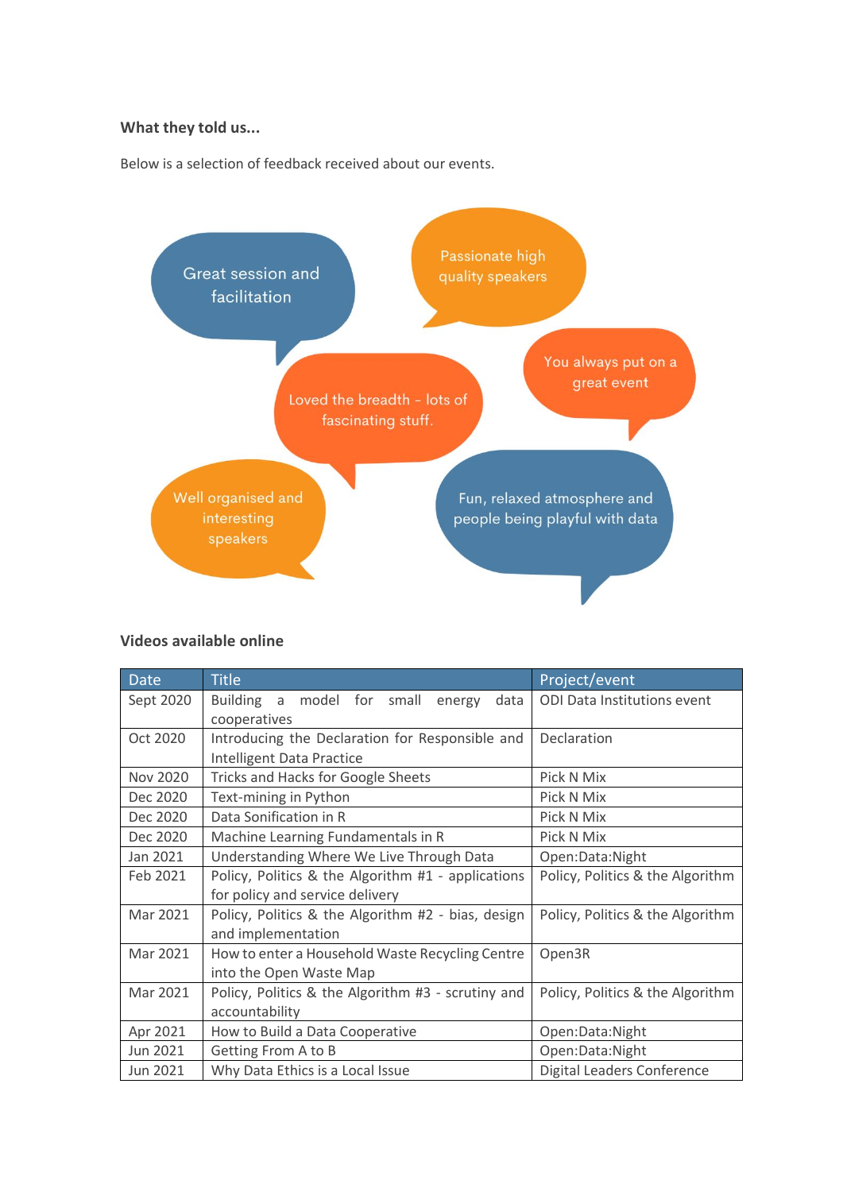**What they told us...**

Below is a selection of feedback received about our events.

Great session and facilitation

Passionate high quality speakers

You always put on a great event

Loved the breadth - lots of fascinating stuff.

Well organised and interesting speakers

Fun, relaxed atmosphere and people being playful with data

**Videos available online**

| Date | Title | Project/event |
| --- | --- | --- |
| Sept 2020 | Building a model for small energy data cooperatives | ODI Data Institutions event |
| Oct 2020 | Introducing the Declaration for Responsible and Intelligent Data Practice | Declaration |
| Nov 2020 | Tricks and Hacks for Google Sheets | Pick N Mix |
| Dec 2020 | Text-mining in Python | Pick N Mix |
| Dec 2020 | Data Sonification in R | Pick N Mix |
| Dec 2020 | Machine Learning Fundamentals in R | Pick N Mix |
| Jan 2021 | Understanding Where We Live Through Data | Open:Data:Night |
| Feb 2021 | Policy, Politics & the Algorithm #1 - applications for policy and service delivery | Policy, Politics & the Algorithm |
| Mar 2021 | Policy, Politics & the Algorithm #2 - bias, design and implementation | Policy, Politics & the Algorithm |
| Mar 2021 | How to enter a Household Waste Recycling Centre into the Open Waste Map | Open3R |
| Mar 2021 | Policy, Politics & the Algorithm #3 - scrutiny and accountability | Policy, Politics & the Algorithm |
| Apr 2021 | How to Build a Data Cooperative | Open:Data:Night |
| Jun 2021 | Getting From A to B | Open:Data:Night |
| Jun 2021 | Why Data Ethics is a Local Issue | Digital Leaders Conference |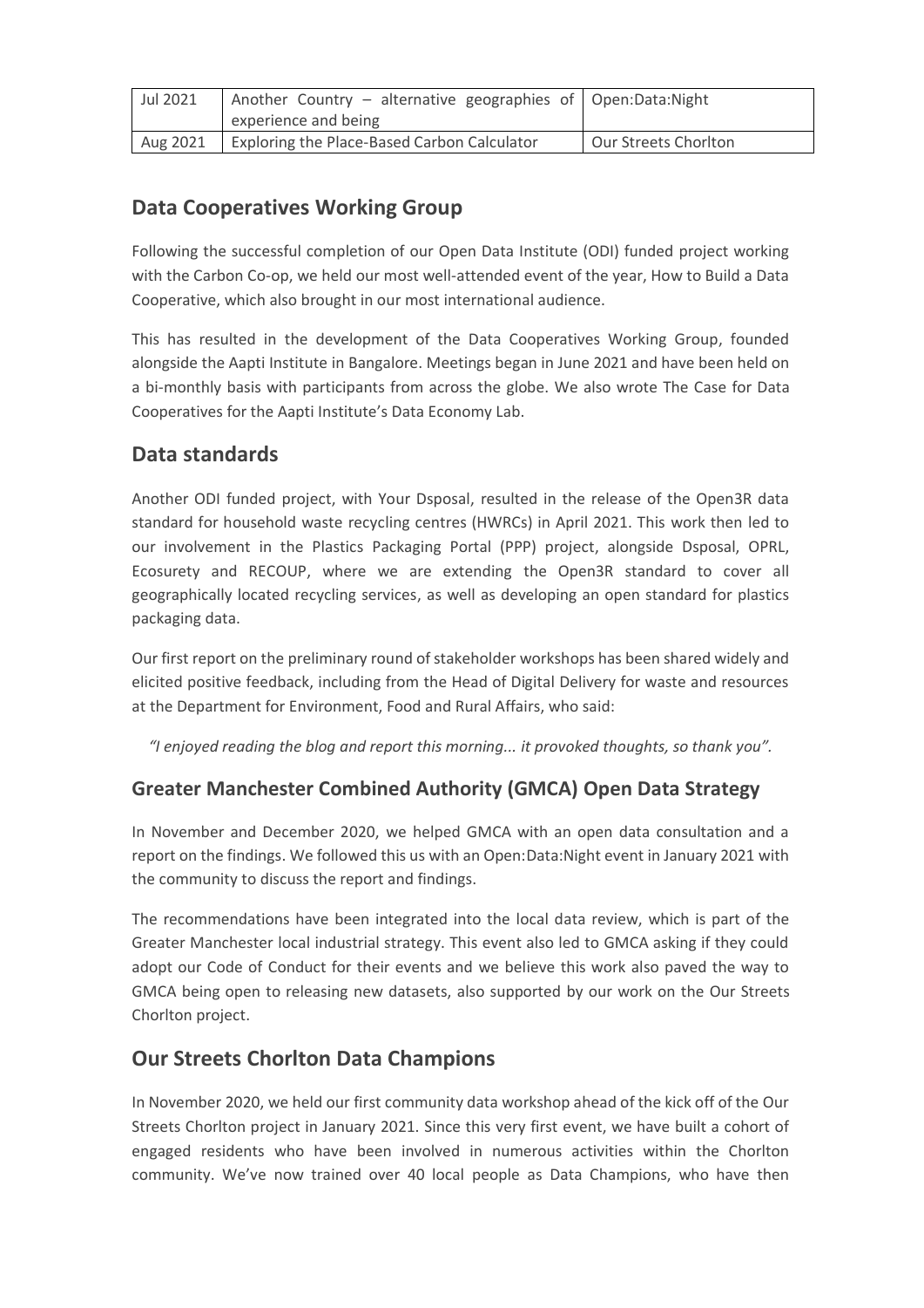| Jul 2021 | Another Country – alternative geographies of experience and being | Open:Data:Night |
|---|---|---|
| Aug 2021 | Exploring the Place-Based Carbon Calculator | Our Streets Chorlton |

## Data Cooperatives Working Group

Following the successful completion of our Open Data Institute (ODI) funded project working with the Carbon Co-op, we held our most well-attended event of the year, How to Build a Data Cooperative, which also brought in our most international audience.

This has resulted in the development of the Data Cooperatives Working Group, founded alongside the Aapti Institute in Bangalore. Meetings began in June 2021 and have been held on a bi-monthly basis with participants from across the globe. We also wrote The Case for Data Cooperatives for the Aapti Institute's Data Economy Lab.

## Data standards

Another ODI funded project, with Your Dsposal, resulted in the release of the Open3R data standard for household waste recycling centres (HWRCs) in April 2021. This work then led to our involvement in the Plastics Packaging Portal (PPP) project, alongside Dsposal, OPRL, Ecosurety and RECOUP, where we are extending the Open3R standard to cover all geographically located recycling services, as well as developing an open standard for plastics packaging data.

Our first report on the preliminary round of stakeholder workshops has been shared widely and elicited positive feedback, including from the Head of Digital Delivery for waste and resources at the Department for Environment, Food and Rural Affairs, who said:

*"I enjoyed reading the blog and report this morning... it provoked thoughts, so thank you".*

### Greater Manchester Combined Authority (GMCA) Open Data Strategy

In November and December 2020, we helped GMCA with an open data consultation and a report on the findings. We followed this us with an Open:Data:Night event in January 2021 with the community to discuss the report and findings.

The recommendations have been integrated into the local data review, which is part of the Greater Manchester local industrial strategy. This event also led to GMCA asking if they could adopt our Code of Conduct for their events and we believe this work also paved the way to GMCA being open to releasing new datasets, also supported by our work on the Our Streets Chorlton project.

## Our Streets Chorlton Data Champions

In November 2020, we held our first community data workshop ahead of the kick off of the Our Streets Chorlton project in January 2021. Since this very first event, we have built a cohort of engaged residents who have been involved in numerous activities within the Chorlton community. We've now trained over 40 local people as Data Champions, who have then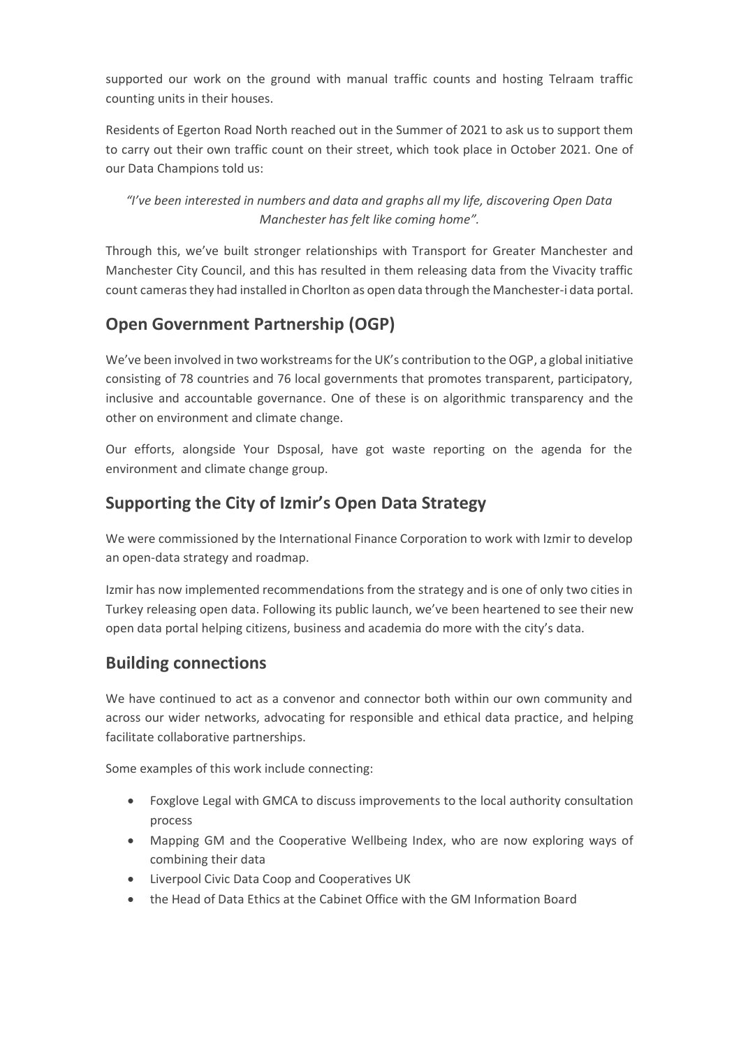supported our work on the ground with manual traffic counts and hosting Telraam traffic counting units in their houses.

Residents of Egerton Road North reached out in the Summer of 2021 to ask us to support them to carry out their own traffic count on their street, which took place in October 2021. One of our Data Champions told us:

*"I've been interested in numbers and data and graphs all my life, discovering Open Data Manchester has felt like coming home".*

Through this, we've built stronger relationships with Transport for Greater Manchester and Manchester City Council, and this has resulted in them releasing data from the Vivacity traffic count cameras they had installed in Chorlton as open data through the Manchester-i data portal.

## Open Government Partnership (OGP)

We've been involved in two workstreams for the UK's contribution to the OGP, a global initiative consisting of 78 countries and 76 local governments that promotes transparent, participatory, inclusive and accountable governance. One of these is on algorithmic transparency and the other on environment and climate change.

Our efforts, alongside Your Dsposal, have got waste reporting on the agenda for the environment and climate change group.

## Supporting the City of Izmir's Open Data Strategy

We were commissioned by the International Finance Corporation to work with Izmir to develop an open-data strategy and roadmap.

Izmir has now implemented recommendations from the strategy and is one of only two cities in Turkey releasing open data. Following its public launch, we've been heartened to see their new open data portal helping citizens, business and academia do more with the city's data.

## Building connections

We have continued to act as a convenor and connector both within our own community and across our wider networks, advocating for responsible and ethical data practice, and helping facilitate collaborative partnerships.

Some examples of this work include connecting:

- Foxglove Legal with GMCA to discuss improvements to the local authority consultation process
- Mapping GM and the Cooperative Wellbeing Index, who are now exploring ways of combining their data
- Liverpool Civic Data Coop and Cooperatives UK
- the Head of Data Ethics at the Cabinet Office with the GM Information Board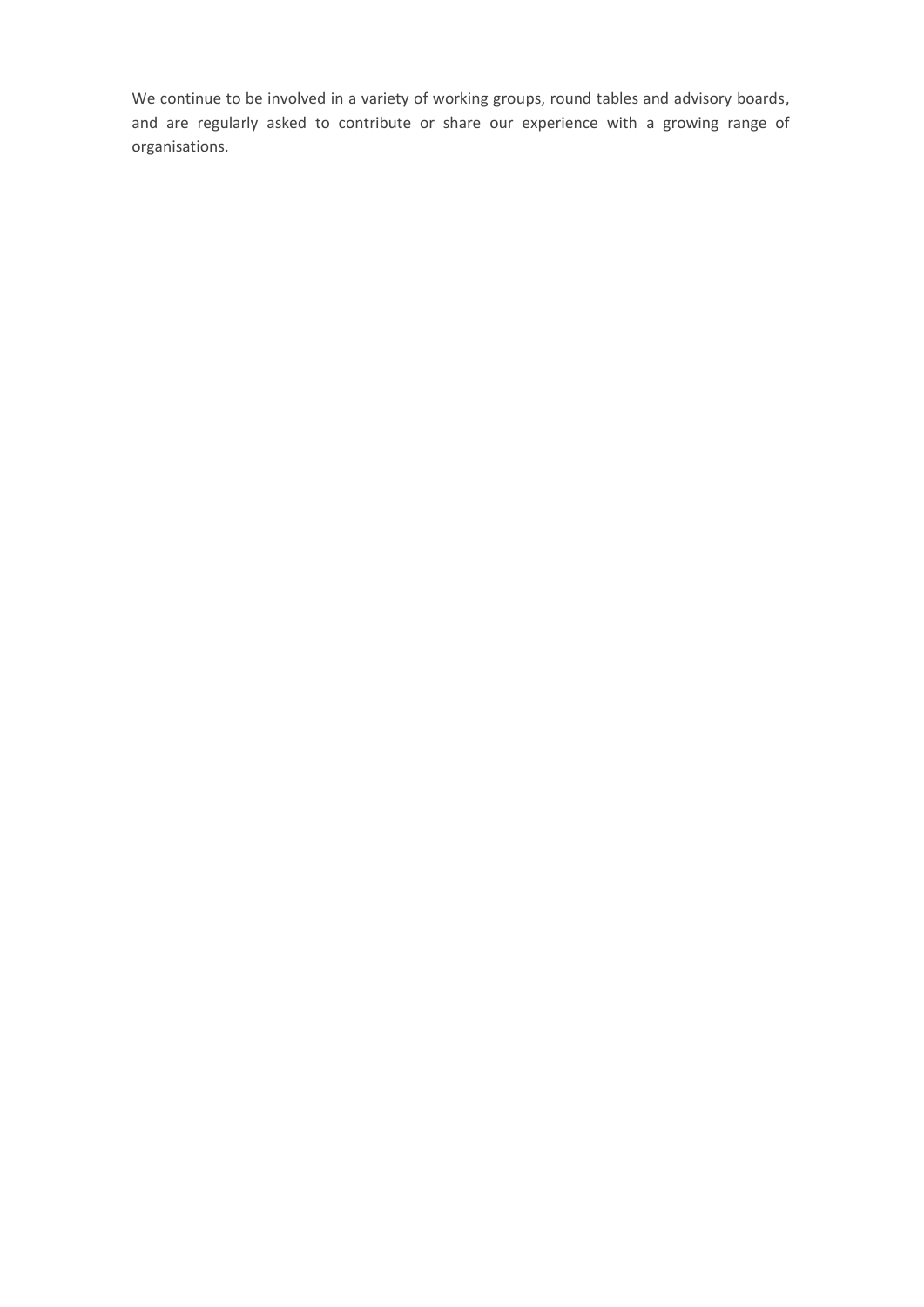We continue to be involved in a variety of working groups, round tables and advisory boards, and are regularly asked to contribute or share our experience with a growing range of organisations.